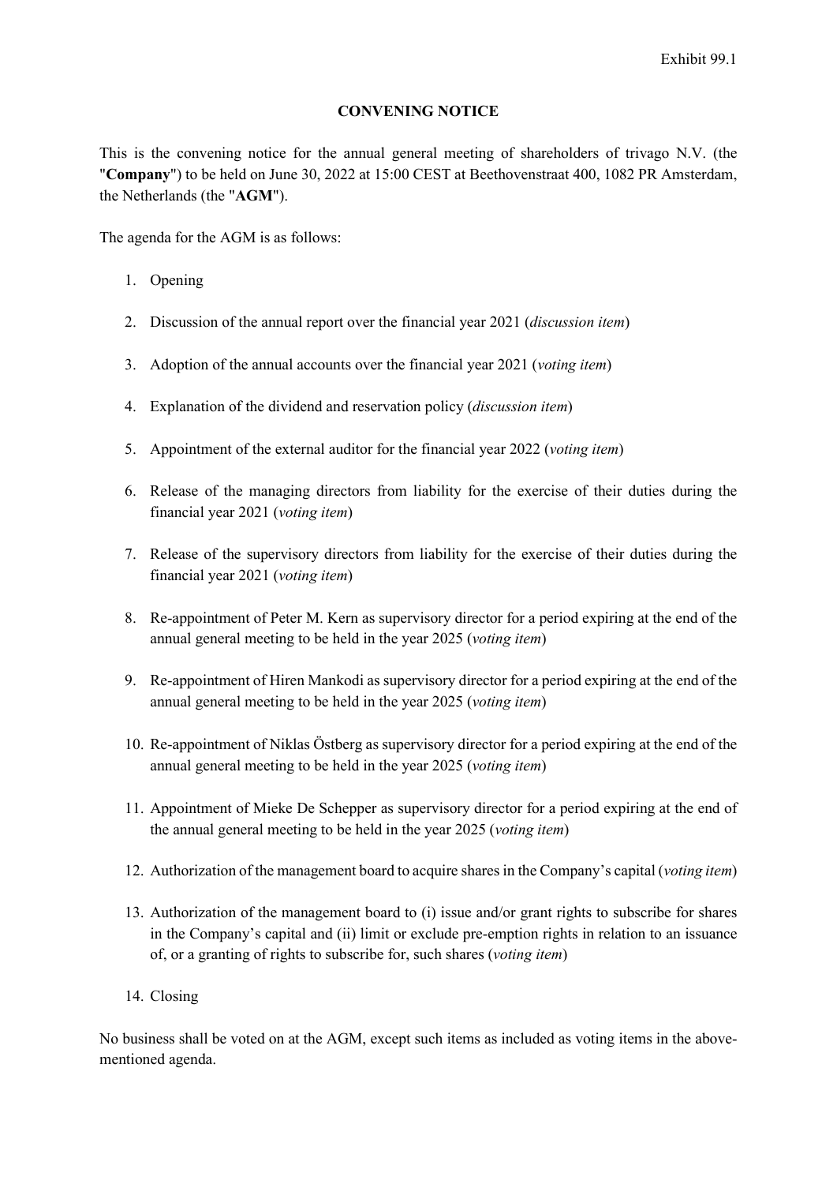Exhibit 99.1

**CONVENING NOTICE**

This is the convening notice for the annual general meeting of shareholders of trivago N.V. (the "**Company**") to be held on June 30, 2022 at 15:00 CEST at Beethovenstraat 400, 1082 PR Amsterdam, the Netherlands (the "**AGM**").

The agenda for the AGM is as follows:

1. Opening
2. Discussion of the annual report over the financial year 2021 (*discussion item*)
3. Adoption of the annual accounts over the financial year 2021 (*voting item*)
4. Explanation of the dividend and reservation policy (*discussion item*)
5. Appointment of the external auditor for the financial year 2022 (*voting item*)
6. Release of the managing directors from liability for the exercise of their duties during the financial year 2021 (*voting item*)
7. Release of the supervisory directors from liability for the exercise of their duties during the financial year 2021 (*voting item*)
8. Re-appointment of Peter M. Kern as supervisory director for a period expiring at the end of the annual general meeting to be held in the year 2025 (*voting item*)
9. Re-appointment of Hiren Mankodi as supervisory director for a period expiring at the end of the annual general meeting to be held in the year 2025 (*voting item*)
10. Re-appointment of Niklas Östberg as supervisory director for a period expiring at the end of the annual general meeting to be held in the year 2025 (*voting item*)
11. Appointment of Mieke De Schepper as supervisory director for a period expiring at the end of the annual general meeting to be held in the year 2025 (*voting item*)
12. Authorization of the management board to acquire shares in the Company's capital (*voting item*)
13. Authorization of the management board to (i) issue and/or grant rights to subscribe for shares in the Company's capital and (ii) limit or exclude pre-emption rights in relation to an issuance of, or a granting of rights to subscribe for, such shares (*voting item*)
14. Closing

No business shall be voted on at the AGM, except such items as included as voting items in the above-mentioned agenda.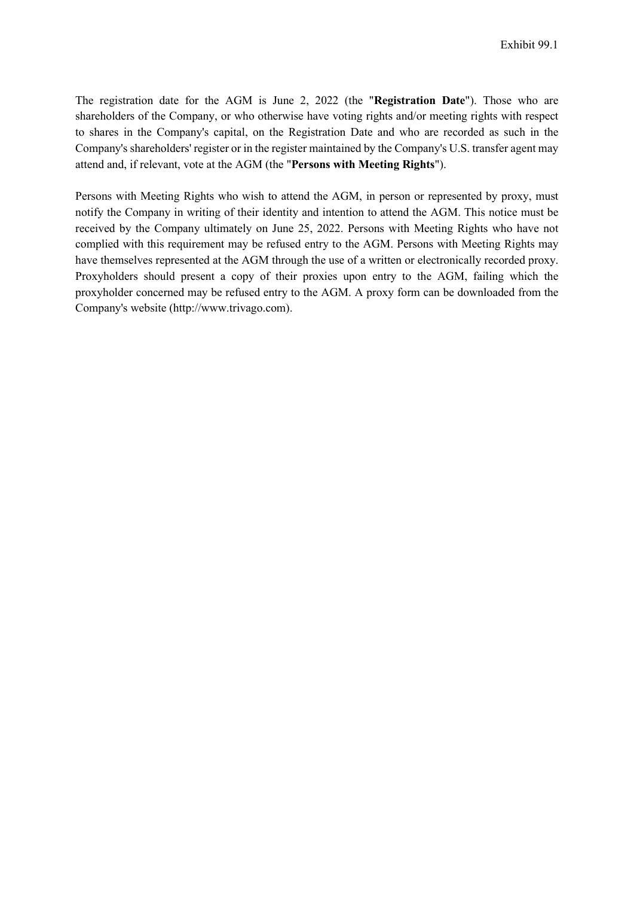The registration date for the AGM is June 2, 2022 (the "**Registration Date**"). Those who are shareholders of the Company, or who otherwise have voting rights and/or meeting rights with respect to shares in the Company's capital, on the Registration Date and who are recorded as such in the Company's shareholders' register or in the register maintained by the Company's U.S. transfer agent may attend and, if relevant, vote at the AGM (the "**Persons with Meeting Rights**").

Persons with Meeting Rights who wish to attend the AGM, in person or represented by proxy, must notify the Company in writing of their identity and intention to attend the AGM. This notice must be received by the Company ultimately on June 25, 2022. Persons with Meeting Rights who have not complied with this requirement may be refused entry to the AGM. Persons with Meeting Rights may have themselves represented at the AGM through the use of a written or electronically recorded proxy. Proxyholders should present a copy of their proxies upon entry to the AGM, failing which the proxyholder concerned may be refused entry to the AGM. A proxy form can be downloaded from the Company's website (http://www.trivago.com).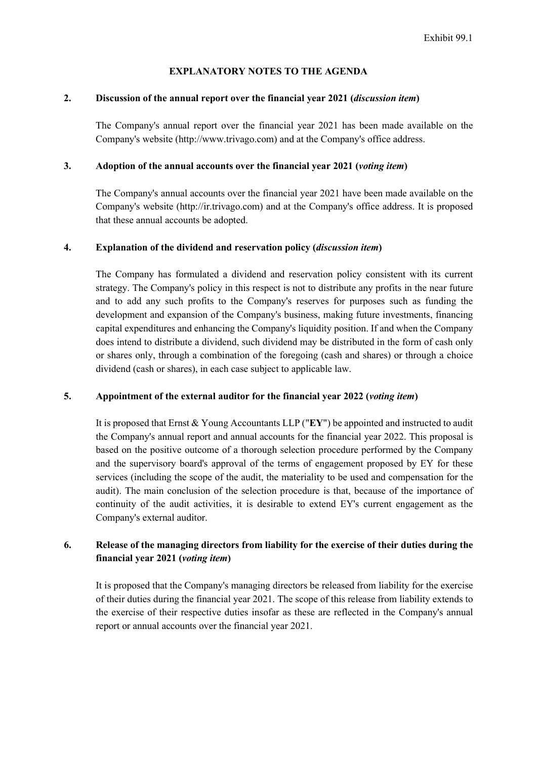Exhibit 99.1

# EXPLANATORY NOTES TO THE AGENDA

## 2. Discussion of the annual report over the financial year 2021 (*discussion item*)

The Company's annual report over the financial year 2021 has been made available on the Company's website (http://www.trivago.com) and at the Company's office address.

## 3. Adoption of the annual accounts over the financial year 2021 (*voting item*)

The Company's annual accounts over the financial year 2021 have been made available on the Company's website (http://ir.trivago.com) and at the Company's office address. It is proposed that these annual accounts be adopted.

## 4. Explanation of the dividend and reservation policy (*discussion item*)

The Company has formulated a dividend and reservation policy consistent with its current strategy. The Company's policy in this respect is not to distribute any profits in the near future and to add any such profits to the Company's reserves for purposes such as funding the development and expansion of the Company's business, making future investments, financing capital expenditures and enhancing the Company's liquidity position. If and when the Company does intend to distribute a dividend, such dividend may be distributed in the form of cash only or shares only, through a combination of the foregoing (cash and shares) or through a choice dividend (cash or shares), in each case subject to applicable law.

## 5. Appointment of the external auditor for the financial year 2022 (*voting item*)

It is proposed that Ernst & Young Accountants LLP ("**EY**") be appointed and instructed to audit the Company's annual report and annual accounts for the financial year 2022. This proposal is based on the positive outcome of a thorough selection procedure performed by the Company and the supervisory board's approval of the terms of engagement proposed by EY for these services (including the scope of the audit, the materiality to be used and compensation for the audit). The main conclusion of the selection procedure is that, because of the importance of continuity of the audit activities, it is desirable to extend EY's current engagement as the Company's external auditor.

## 6. Release of the managing directors from liability for the exercise of their duties during the financial year 2021 (*voting item*)

It is proposed that the Company's managing directors be released from liability for the exercise of their duties during the financial year 2021. The scope of this release from liability extends to the exercise of their respective duties insofar as these are reflected in the Company's annual report or annual accounts over the financial year 2021.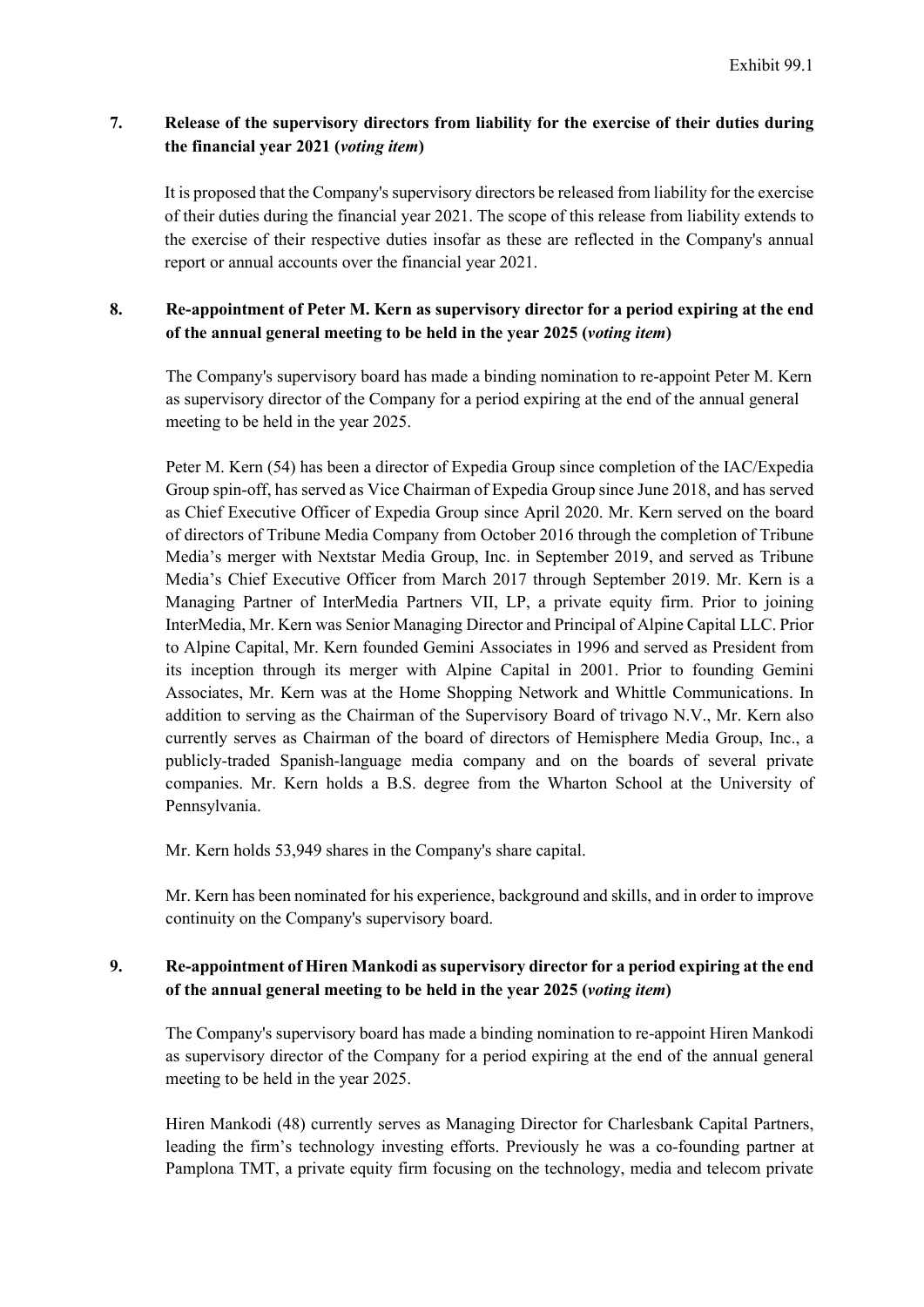## 7. Release of the supervisory directors from liability for the exercise of their duties during the financial year 2021 (*voting item*)

It is proposed that the Company's supervisory directors be released from liability for the exercise of their duties during the financial year 2021. The scope of this release from liability extends to the exercise of their respective duties insofar as these are reflected in the Company's annual report or annual accounts over the financial year 2021.

## 8. Re-appointment of Peter M. Kern as supervisory director for a period expiring at the end of the annual general meeting to be held in the year 2025 (*voting item*)

The Company's supervisory board has made a binding nomination to re-appoint Peter M. Kern as supervisory director of the Company for a period expiring at the end of the annual general meeting to be held in the year 2025.

Peter M. Kern (54) has been a director of Expedia Group since completion of the IAC/Expedia Group spin-off, has served as Vice Chairman of Expedia Group since June 2018, and has served as Chief Executive Officer of Expedia Group since April 2020. Mr. Kern served on the board of directors of Tribune Media Company from October 2016 through the completion of Tribune Media's merger with Nextstar Media Group, Inc. in September 2019, and served as Tribune Media's Chief Executive Officer from March 2017 through September 2019. Mr. Kern is a Managing Partner of InterMedia Partners VII, LP, a private equity firm. Prior to joining InterMedia, Mr. Kern was Senior Managing Director and Principal of Alpine Capital LLC. Prior to Alpine Capital, Mr. Kern founded Gemini Associates in 1996 and served as President from its inception through its merger with Alpine Capital in 2001. Prior to founding Gemini Associates, Mr. Kern was at the Home Shopping Network and Whittle Communications. In addition to serving as the Chairman of the Supervisory Board of trivago N.V., Mr. Kern also currently serves as Chairman of the board of directors of Hemisphere Media Group, Inc., a publicly-traded Spanish-language media company and on the boards of several private companies. Mr. Kern holds a B.S. degree from the Wharton School at the University of Pennsylvania.

Mr. Kern holds 53,949 shares in the Company's share capital.

Mr. Kern has been nominated for his experience, background and skills, and in order to improve continuity on the Company's supervisory board.

## 9. Re-appointment of Hiren Mankodi as supervisory director for a period expiring at the end of the annual general meeting to be held in the year 2025 (*voting item*)

The Company's supervisory board has made a binding nomination to re-appoint Hiren Mankodi as supervisory director of the Company for a period expiring at the end of the annual general meeting to be held in the year 2025.

Hiren Mankodi (48) currently serves as Managing Director for Charlesbank Capital Partners, leading the firm's technology investing efforts. Previously he was a co-founding partner at Pamplona TMT, a private equity firm focusing on the technology, media and telecom private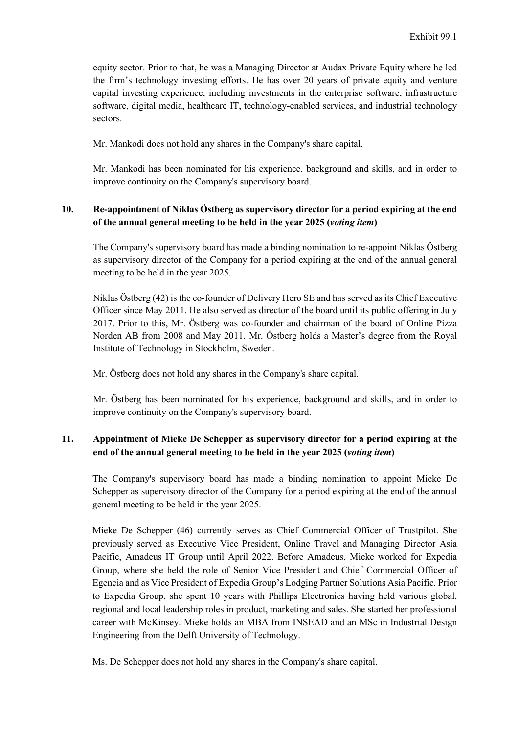equity sector. Prior to that, he was a Managing Director at Audax Private Equity where he led the firm's technology investing efforts. He has over 20 years of private equity and venture capital investing experience, including investments in the enterprise software, infrastructure software, digital media, healthcare IT, technology-enabled services, and industrial technology sectors.

Mr. Mankodi does not hold any shares in the Company's share capital.

Mr. Mankodi has been nominated for his experience, background and skills, and in order to improve continuity on the Company's supervisory board.

**10. Re-appointment of Niklas Östberg as supervisory director for a period expiring at the end of the annual general meeting to be held in the year 2025 (*voting item*)**

The Company's supervisory board has made a binding nomination to re-appoint Niklas Östberg as supervisory director of the Company for a period expiring at the end of the annual general meeting to be held in the year 2025.

Niklas Östberg (42) is the co-founder of Delivery Hero SE and has served as its Chief Executive Officer since May 2011. He also served as director of the board until its public offering in July 2017. Prior to this, Mr. Östberg was co-founder and chairman of the board of Online Pizza Norden AB from 2008 and May 2011. Mr. Östberg holds a Master's degree from the Royal Institute of Technology in Stockholm, Sweden.

Mr. Östberg does not hold any shares in the Company's share capital.

Mr. Östberg has been nominated for his experience, background and skills, and in order to improve continuity on the Company's supervisory board.

**11. Appointment of Mieke De Schepper as supervisory director for a period expiring at the end of the annual general meeting to be held in the year 2025 (*voting item*)**

The Company's supervisory board has made a binding nomination to appoint Mieke De Schepper as supervisory director of the Company for a period expiring at the end of the annual general meeting to be held in the year 2025.

Mieke De Schepper (46) currently serves as Chief Commercial Officer of Trustpilot. She previously served as Executive Vice President, Online Travel and Managing Director Asia Pacific, Amadeus IT Group until April 2022. Before Amadeus, Mieke worked for Expedia Group, where she held the role of Senior Vice President and Chief Commercial Officer of Egencia and as Vice President of Expedia Group's Lodging Partner Solutions Asia Pacific. Prior to Expedia Group, she spent 10 years with Phillips Electronics having held various global, regional and local leadership roles in product, marketing and sales. She started her professional career with McKinsey. Mieke holds an MBA from INSEAD and an MSc in Industrial Design Engineering from the Delft University of Technology.

Ms. De Schepper does not hold any shares in the Company's share capital.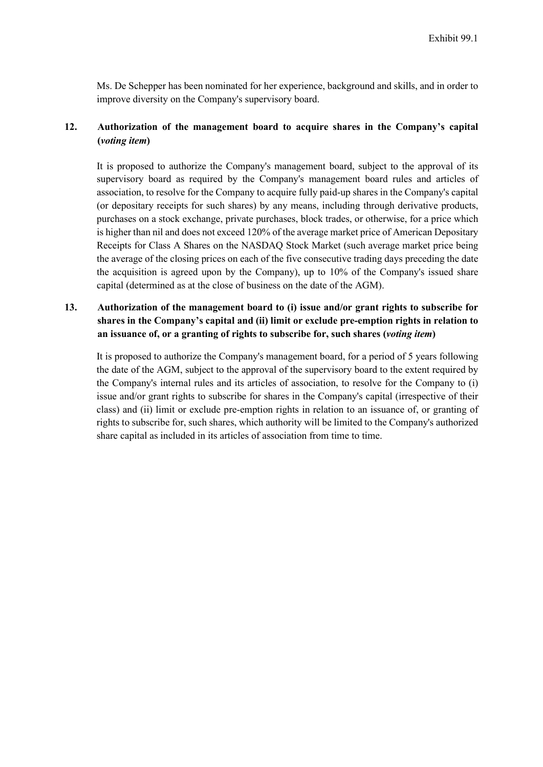Ms. De Schepper has been nominated for her experience, background and skills, and in order to improve diversity on the Company's supervisory board.

## 12. Authorization of the management board to acquire shares in the Company's capital (*voting item*)

It is proposed to authorize the Company's management board, subject to the approval of its supervisory board as required by the Company's management board rules and articles of association, to resolve for the Company to acquire fully paid-up shares in the Company's capital (or depositary receipts for such shares) by any means, including through derivative products, purchases on a stock exchange, private purchases, block trades, or otherwise, for a price which is higher than nil and does not exceed 120% of the average market price of American Depositary Receipts for Class A Shares on the NASDAQ Stock Market (such average market price being the average of the closing prices on each of the five consecutive trading days preceding the date the acquisition is agreed upon by the Company), up to 10% of the Company's issued share capital (determined as at the close of business on the date of the AGM).

## 13. Authorization of the management board to (i) issue and/or grant rights to subscribe for shares in the Company's capital and (ii) limit or exclude pre-emption rights in relation to an issuance of, or a granting of rights to subscribe for, such shares (*voting item*)

It is proposed to authorize the Company's management board, for a period of 5 years following the date of the AGM, subject to the approval of the supervisory board to the extent required by the Company's internal rules and its articles of association, to resolve for the Company to (i) issue and/or grant rights to subscribe for shares in the Company's capital (irrespective of their class) and (ii) limit or exclude pre-emption rights in relation to an issuance of, or granting of rights to subscribe for, such shares, which authority will be limited to the Company's authorized share capital as included in its articles of association from time to time.